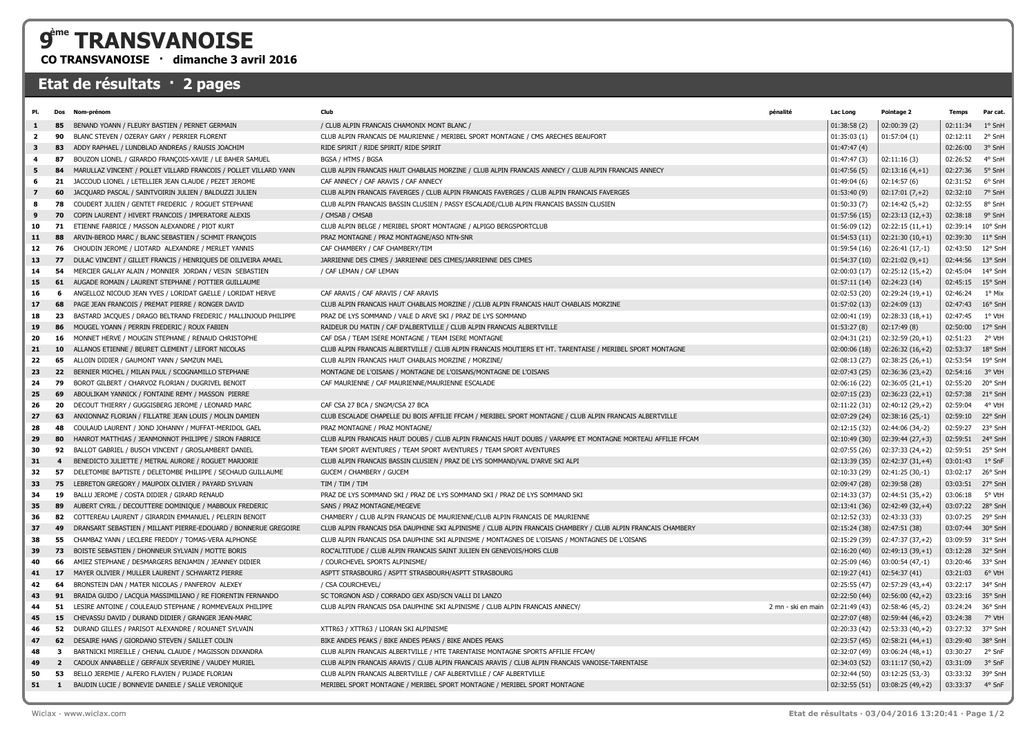# 9ème TRANSVANOISE

**CO TRANSVANOISE · dimanche 3 avril 2016**

## Etat de résultats · 2 pages

| Pl. | Dos | Nom-prénom | Club | pénalité | Lac Long | Pointage 2 | Temps | Par cat. |
|---|---|---|---|---|---|---|---|---|
| 1 | 85 | BENAND YOANN / FLEURY BASTIEN / PERNET GERMAIN | / CLUB ALPIN FRANCAIS CHAMONIX MONT BLANC / | | 01:38:58 (2) | 02:00:39 (2) | 02:11:34 | 1° SnH |
| 2 | 90 | BLANC STEVEN / OZERAY GARY / PERRIER FLORENT | CLUB ALPIN FRANCAIS DE MAURIENNE / MERIBEL SPORT MONTAGNE / CMS ARECHES BEAUFORT | | 01:35:03 (1) | 01:57:04 (1) | 02:12:11 | 2° SnH |
| 3 | 83 | ADDY RAPHAEL / LUNDBLAD ANDREAS / RAUSIS JOACHIM | RIDE SPIRIT / RIDE SPIRIT/ RIDE SPIRIT | | 01:47:47 (4) | | 02:26:00 | 3° SnH |
| 4 | 87 | BOUZON LIONEL / GIRARDO FRANÇOIS-XAVIE / LE BAHER SAMUEL | BGSA / HTMS / BGSA | | 01:47:47 (3) | 02:11:16 (3) | 02:26:52 | 4° SnH |
| 5 | 84 | MARULLAZ VINCENT / POLLET VILLARD FRANCOIS / POLLET VILLARD YANN | CLUB ALPIN FRANCAIS HAUT CHABLAIS MORZINE / CLUB ALPIN FRANCAIS ANNECY / CLUB ALPIN FRANCAIS ANNECY | | 01:47:56 (5) | 02:13:16 (4,+1) | 02:27:36 | 5° SnH |
| 6 | 21 | JACCOUD LIONEL / LETELLIER JEAN CLAUDE / PEZET JEROME | CAF ANNECY / CAF ARAVIS / CAF ANNECY | | 01:49:04 (6) | 02:14:57 (6) | 02:31:52 | 6° SnH |
| 7 | 60 | JACQUARD PASCAL / SAINTVOIRIN JULIEN / BALDUZZI JULIEN | CLUB ALPIN FRANCAIS FAVERGES / CLUB ALPIN FRANCAIS FAVERGES / CLUB ALPIN FRANCAIS FAVERGES | | 01:53:40 (9) | 02:17:01 (7,+2) | 02:32:10 | 7° SnH |
| 8 | 78 | COUDERT JULIEN / GENTET FREDERIC / ROGUET STEPHANE | CLUB ALPIN FRANCAIS BASSIN CLUSIEN / PASSY ESCALADE/CLUB ALPIN FRANCAIS BASSIN CLUSIEN | | 01:50:33 (7) | 02:14:42 (5,+2) | 02:32:55 | 8° SnH |
| 9 | 70 | COPIN LAURENT / HIVERT FRANCOIS / IMPERATORE ALEXIS | / CMSAB / CMSAB | | 01:57:56 (15) | 02:23:13 (12,+3) | 02:38:18 | 9° SnH |
| 10 | 71 | ETIENNE FABRICE / MASSON ALEXANDRE / PIOT KURT | CLUB ALPIN BELGE / MERIBEL SPORT MONTAGNE / ALPIGO BERGSPORTCLUB | | 01:56:09 (12) | 02:22:15 (11,+1) | 02:39:14 | 10° SnH |
| 11 | 88 | ARVIN-BEROD MARC / BLANC SEBASTIEN / SCHMIT FRANÇOIS | PRAZ MONTAGNE / PRAZ MONTAGNE/ASO NTN-SNR | | 01:54:53 (11) | 02:21:30 (10,+1) | 02:39:30 | 11° SnH |
| 12 | 76 | CHOUDIN JEROME / LIOTARD ALEXANDRE / MERLET YANNIS | CAF CHAMBERY / CAF CHAMBERY/TIM | | 01:59:54 (16) | 02:26:41 (17,-1) | 02:43:50 | 12° SnH |
| 13 | 77 | DULAC VINCENT / GILLET FRANCIS / HENRIQUES DE OILIVEIRA AMAEL | JARRIENNE DES CIMES / JARRIENNE DES CIMES/JARRIENNE DES CIMES | | 01:54:37 (10) | 02:21:02 (9,+1) | 02:44:56 | 13° SnH |
| 14 | 54 | MERCIER GALLAY ALAIN / MONNIER JORDAN / VESIN SEBASTIEN | / CAF LEMAN / CAF LEMAN | | 02:00:03 (17) | 02:25:12 (15,+2) | 02:45:04 | 14° SnH |
| 15 | 61 | AUGADE ROMAIN / LAURENT STEPHANE / POTTIER GUILLAUME | | | 01:57:11 (14) | 02:24:23 (14) | 02:45:15 | 15° SnH |
| 16 | 6 | ANGELLOZ NICOUD JEAN YVES / LORIDAT GAELLE / LORIDAT HERVE | CAF ARAVIS / CAF ARAVIS / CAF ARAVIS | | 02:02:53 (20) | 02:29:24 (19,+1) | 02:46:24 | 1° Mix |
| 17 | 68 | PAGE JEAN FRANCOIS / PREMAT PIERRE / RONGER DAVID | CLUB ALPIN FRANCAIS HAUT CHABLAIS MORZINE / /CLUB ALPIN FRANCAIS HAUT CHABLAIS MORZINE | | 01:57:02 (13) | 02:24:09 (13) | 02:47:43 | 16° SnH |
| 18 | 23 | BASTARD JACQUES / DRAGO BELTRAND FREDERIC / MALLINJOUD PHILIPPE | PRAZ DE LYS SOMMAND / VALE D ARVE SKI / PRAZ DE LYS SOMMAND | | 02:00:41 (19) | 02:28:33 (18,+1) | 02:47:45 | 1° VtH |
| 19 | 86 | MOUGEL YOANN / PERRIN FREDERIC / ROUX FABIEN | RAIDEUR DU MATIN / CAF D'ALBERTVILLE / CLUB ALPIN FRANCAIS ALBERTVILLE | | 01:53:27 (8) | 02:17:49 (8) | 02:50:00 | 17° SnH |
| 20 | 16 | MONNET HERVE / MOUGIN STEPHANE / RENAUD CHRISTOPHE | CAF DSA / TEAM ISERE MONTAGNE / TEAM ISERE MONTAGNE | | 02:04:31 (21) | 02:32:59 (20,+1) | 02:51:23 | 2° VtH |
| 21 | 10 | ALLANOS ETIENNE / BEURET CLEMENT / LEFORT NICOLAS | CLUB ALPIN FRANCAIS ALBERTVILLE / CLUB ALPIN FRANCAIS MOUTIERS ET HT. TARENTAISE / MERIBEL SPORT MONTAGNE | | 02:00:06 (18) | 02:26:32 (16,+2) | 02:53:37 | 18° SnH |
| 22 | 65 | ALLOIN DIDIER / GAUMONT YANN / SAMZUN MAEL | CLUB ALPIN FRANCAIS HAUT CHABLAIS MORZINE / MORZINE/ | | 02:08:13 (27) | 02:38:25 (26,+1) | 02:53:54 | 19° SnH |
| 23 | 22 | BERNIER MICHEL / MILAN PAUL / SCOGNAMILLO STEPHANE | MONTAGNE DE L'OISANS / MONTAGNE DE L'OISANS/MONTAGNE DE L'OISANS | | 02:07:43 (25) | 02:36:36 (23,+2) | 02:54:16 | 3° VtH |
| 24 | 79 | BOROT GILBERT / CHARVOZ FLORIAN / DUGRIVEL BENOIT | CAF MAURIENNE / CAF MAURIENNE/MAURIENNE ESCALADE | | 02:06:16 (22) | 02:36:05 (21,+1) | 02:55:20 | 20° SnH |
| 25 | 69 | ABOULIKAM YANNICK / FONTAINE REMY / MASSON PIERRE | | | 02:07:15 (23) | 02:36:23 (22,+1) | 02:57:38 | 21° SnH |
| 26 | 20 | DECOUT THIERRY / GUGGISBERG JEROME / LEONARD MARC | CAF CSA 27 BCA / SNGM/CSA 27 BCA | | 02:11:22 (31) | 02:40:12 (29,+2) | 02:59:04 | 4° VtH |
| 27 | 63 | ANXIONNAZ FLORIAN / FILLATRE JEAN LOUIS / MOLIN DAMIEN | CLUB ESCALADE CHAPELLE DU BOIS AFFILIE FFCAM / MERIBEL SPORT MONTAGNE / CLUB ALPIN FRANCAIS ALBERTVILLE | | 02:07:29 (24) | 02:38:16 (25,-1) | 02:59:10 | 22° SnH |
| 28 | 48 | COULAUD LAURENT / JOND JOHANNY / MUFFAT-MERIDOL GAEL | PRAZ MONTAGNE / PRAZ MONTAGNE/ | | 02:12:15 (32) | 02:44:06 (34,-2) | 02:59:27 | 23° SnH |
| 29 | 80 | HANROT MATTHIAS / JEANMONNOT PHILIPPE / SIRON FABRICE | CLUB ALPIN FRANCAIS HAUT DOUBS / CLUB ALPIN FRANCAIS HAUT DOUBS / VARAPPE ET MONTAGNE MORTEAU AFFILIE FFCAM | | 02:10:49 (30) | 02:39:44 (27,+3) | 02:59:51 | 24° SnH |
| 30 | 92 | BALLOT GABRIEL / BUSCH VINCENT / GROSLAMBERT DANIEL | TEAM SPORT AVENTURES / TEAM SPORT AVENTURES / TEAM SPORT AVENTURES | | 02:07:55 (26) | 02:37:33 (24,+2) | 02:59:51 | 25° SnH |
| 31 | 4 | BENEDICTO JULIETTE / METRAL AURORE / ROGUET MARJORIE | CLUB ALPIN FRANCAIS BASSIN CLUSIEN / PRAZ DE LYS SOMMAND/VAL D'ARVE SKI ALPI | | 02:13:39 (35) | 02:42:37 (31,+4) | 03:01:43 | 1° SnF |
| 32 | 57 | DELETOMBE BAPTISTE / DELETOMBE PHILIPPE / SECHAUD GUILLAUME | GUCEM / CHAMBERY / GUCEM | | 02:10:33 (29) | 02:41:25 (30,-1) | 03:02:17 | 26° SnH |
| 33 | 75 | LEBRETON GREGORY / MAUPOIX OLIVIER / PAYARD SYLVAIN | TIM / TIM / TIM | | 02:09:47 (28) | 02:39:58 (28) | 03:03:51 | 27° SnH |
| 34 | 19 | BALLU JEROME / COSTA DIDIER / GIRARD RENAUD | PRAZ DE LYS SOMMAND SKI / PRAZ DE LYS SOMMAND SKI / PRAZ DE LYS SOMMAND SKI | | 02:14:33 (37) | 02:44:51 (35,+2) | 03:06:18 | 5° VtH |
| 35 | 89 | AUBERT CYRIL / DECOUTTERE DOMINIQUE / MABBOUX FREDERIC | SANS / PRAZ MONTAGNE/MEGEVE | | 02:13:41 (36) | 02:42:49 (32,+4) | 03:07:22 | 28° SnH |
| 36 | 82 | COTTEREAU LAURENT / GIRARDIN EMMANUEL / PELERIN BENOIT | CHAMBERY / CLUB ALPIN FRANCAIS DE MAURIENNE/CLUB ALPIN FRANCAIS DE MAURIENNE | | 02:12:52 (33) | 02:43:33 (33) | 03:07:25 | 29° SnH |
| 37 | 49 | DRANSART SEBASTIEN / MILLANT PIERRE-EDOUARD / BONNERUE GREGOIRE | CLUB ALPIN FRANCAIS DSA DAUPHINE SKI ALPINISME / CLUB ALPIN FRANCAIS CHAMBERY / CLUB ALPIN FRANCAIS CHAMBERY | | 02:15:24 (38) | 02:47:51 (38) | 03:07:44 | 30° SnH |
| 38 | 55 | CHAMBAZ YANN / LECLERE FREDDY / TOMAS-VERA ALPHONSE | CLUB ALPIN FRANCAIS DSA DAUPHINE SKI ALPINISME / MONTAGNES DE L'OISANS / MONTAGNES DE L'OISANS | | 02:15:29 (39) | 02:47:57 (37,+2) | 03:09:59 | 31° SnH |
| 39 | 73 | BOISTE SEBASTIEN / DHONNEUR SYLVAIN / MOTTE BORIS | ROC'ALTITUDE / CLUB ALPIN FRANCAIS SAINT JULIEN EN GENEVOIS/HORS CLUB | | 02:16:20 (40) | 02:49:13 (39,+1) | 03:12:28 | 32° SnH |
| 40 | 66 | AMIEZ STEPHANE / DESMARGERS BENJAMIN / JEANNEY DIDIER | / COURCHEVEL SPORTS ALPINISME/ | | 02:25:09 (46) | 03:00:54 (47,-1) | 03:20:46 | 33° SnH |
| 41 | 17 | MAYER OLIVIER / MULLER LAURENT / SCHWARTZ PIERRE | ASPTT STRASBOURG / ASPTT STRASBOURH/ASPTT STRASBOURG | | 02:19:27 (41) | 02:54:37 (41) | 03:21:03 | 6° VtH |
| 42 | 64 | BRONSTEIN DAN / MATER NICOLAS / PANFEROV ALEXEY | / CSA COURCHEVEL/ | | 02:25:55 (47) | 02:57:29 (43,+4) | 03:22:17 | 34° SnH |
| 43 | 91 | BRAIDA GUIDO / LACQUA MASSIMILIANO / RE FIORENTIN FERNANDO | SC TORGNON ASD / CORRADO GEX ASD/SCN VALLI DI LANZO | | 02:22:50 (44) | 02:56:00 (42,+2) | 03:23:16 | 35° SnH |
| 44 | 51 | LESIRE ANTOINE / COULEAUD STEPHANE / ROMMEVEAUX PHILIPPE | CLUB ALPIN FRANCAIS DSA DAUPHINE SKI ALPINISME / CLUB ALPIN FRANCAIS ANNECY/ | 2 mn - ski en main | 02:21:49 (43) | 02:58:46 (45,-2) | 03:24:24 | 36° SnH |
| 45 | 15 | CHEVASSU DAVID / DURAND DIDIER / GRANGER JEAN-MARC | | | 02:27:07 (48) | 02:59:44 (46,+2) | 03:24:38 | 7° VtH |
| 46 | 52 | DURAND GILLES / PARISOT ALEXANDRE / ROUANET SYLVAIN | XTTR63 / XTTR63 / LIORAN SKI ALPINISME | | 02:20:33 (42) | 02:53:33 (40,+2) | 03:27:32 | 37° SnH |
| 47 | 62 | DESAIRE HANS / GIORDANO STEVEN / SAILLET COLIN | BIKE ANDES PEAKS / BIKE ANDES PEAKS / BIKE ANDES PEAKS | | 02:23:57 (45) | 02:58:21 (44,+1) | 03:29:40 | 38° SnH |
| 48 | 3 | BARTNICKI MIREILLE / CHENAL CLAUDE / MAGISSON DIXANDRA | CLUB ALPIN FRANCAIS ALBERTVILLE / HTE TARENTAISE MONTAGNE SPORTS AFFILIE FFCAM/ | | 02:32:07 (49) | 03:06:24 (48,+1) | 03:30:27 | 2° SnF |
| 49 | 2 | CADOUX ANNABELLE / GERFAUX SEVERINE / VAUDEY MURIEL | CLUB ALPIN FRANCAIS ARAVIS / CLUB ALPIN FRANCAIS ARAVIS / CLUB ALPIN FRANCAIS VANOISE-TARENTAISE | | 02:34:03 (52) | 03:11:17 (50,+2) | 03:31:09 | 3° SnF |
| 50 | 53 | BELLO JEREMIE / ALFERO FLAVIEN / PUJADE FLORIAN | CLUB ALPIN FRANCAIS ALBERTVILLE / CAF ALBERTVILLE / CAF ALBERTVILLE | | 02:32:44 (50) | 03:12:25 (53,-3) | 03:33:32 | 39° SnH |
| 51 | 1 | BAUDIN LUCIE / BONNEVIE DANIELE / SALLE VERONIQUE | MERIBEL SPORT MONTAGNE / MERIBEL SPORT MONTAGNE / MERIBEL SPORT MONTAGNE | | 02:32:55 (51) | 03:08:25 (49,+2) | 03:33:37 | 4° SnF |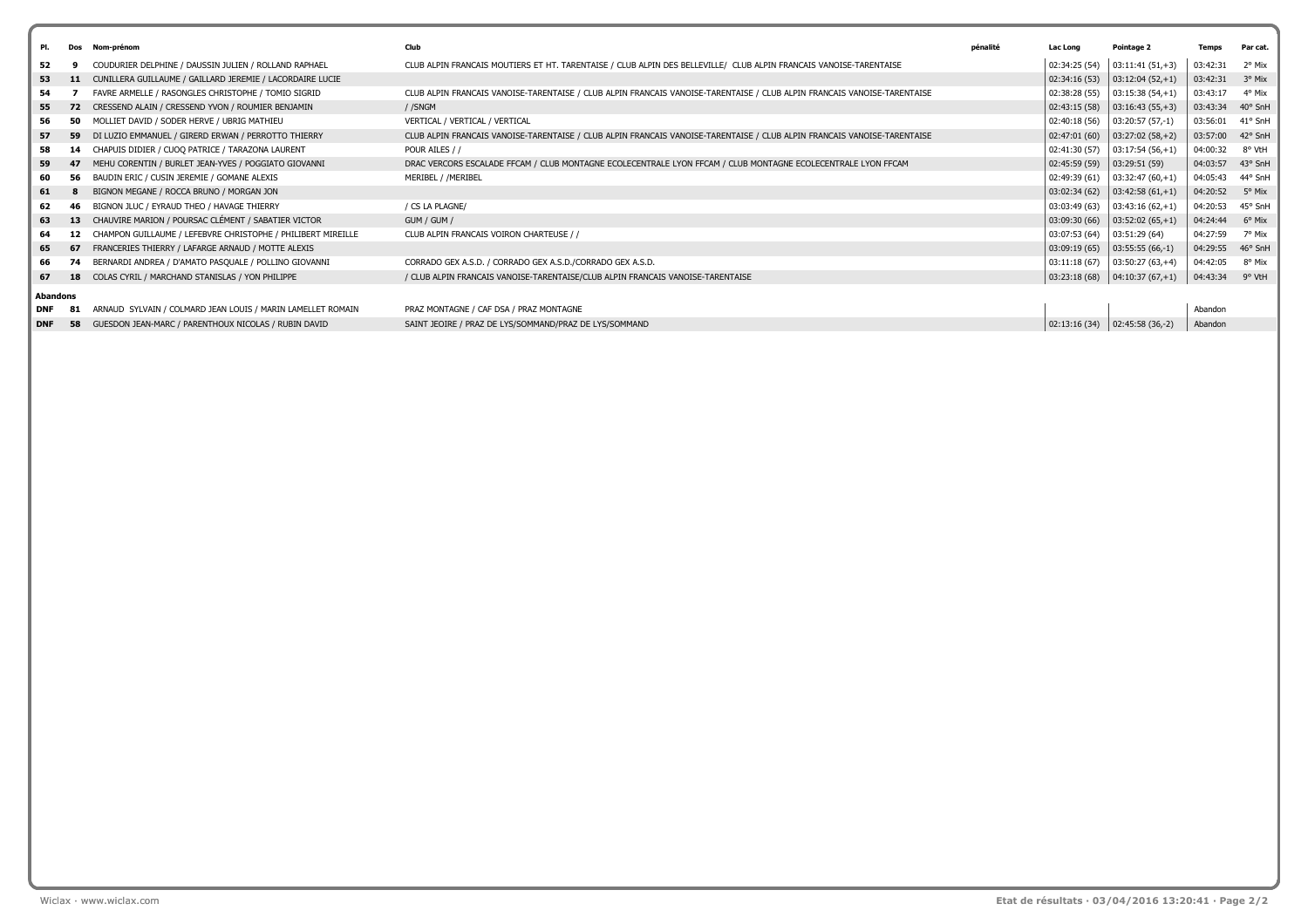| Pl. | Dos | Nom-prénom | Club | pénalité | Lac Long | Pointage 2 | Temps | Par cat. |
|---|---|---|---|---|---|---|---|---|
| 52 | 9 | COUDURIER DELPHINE / DAUSSIN JULIEN / ROLLAND RAPHAEL | CLUB ALPIN FRANCAIS MOUTIERS ET HT. TARENTAISE / CLUB ALPIN DES BELLEVILLE/ CLUB ALPIN FRANCAIS VANOISE-TARENTAISE | | 02:34:25 (54) | 03:11:41 (51,+3) | 03:42:31 | 2° Mix |
| 53 | 11 | CUNILLERA GUILLAUME / GAILLARD JEREMIE / LACORDAIRE LUCIE | | | 02:34:16 (53) | 03:12:04 (52,+1) | 03:42:31 | 3° Mix |
| 54 | 7 | FAVRE ARMELLE / RASONGLES CHRISTOPHE / TOMIO SIGRID | CLUB ALPIN FRANCAIS VANOISE-TARENTAISE / CLUB ALPIN FRANCAIS VANOISE-TARENTAISE / CLUB ALPIN FRANCAIS VANOISE-TARENTAISE | | 02:38:28 (55) | 03:15:38 (54,+1) | 03:43:17 | 4° Mix |
| 55 | 72 | CRESSEND ALAIN / CRESSEND YVON / ROUMIER BENJAMIN | / /SNGM | | 02:43:15 (58) | 03:16:43 (55,+3) | 03:43:34 | 40° SnH |
| 56 | 50 | MOLLIET DAVID / SODER HERVE / UBRIG MATHIEU | VERTICAL / VERTICAL / VERTICAL | | 02:40:18 (56) | 03:20:57 (57,-1) | 03:56:01 | 41° SnH |
| 57 | 59 | DI LUZIO EMMANUEL / GIRERD ERWAN / PERROTTO THIERRY | CLUB ALPIN FRANCAIS VANOISE-TARENTAISE / CLUB ALPIN FRANCAIS VANOISE-TARENTAISE / CLUB ALPIN FRANCAIS VANOISE-TARENTAISE | | 02:47:01 (60) | 03:27:02 (58,+2) | 03:57:00 | 42° SnH |
| 58 | 14 | CHAPUIS DIDIER / CUOQ PATRICE / TARAZONA LAURENT | POUR AILES / / | | 02:41:30 (57) | 03:17:54 (56,+1) | 04:00:32 | 8° VtH |
| 59 | 47 | MEHU CORENTIN / BURLET JEAN-YVES / POGGIATO GIOVANNI | DRAC VERCORS ESCALADE FFCAM / CLUB MONTAGNE ECOLECENTRALE LYON FFCAM / CLUB MONTAGNE ECOLECENTRALE LYON FFCAM | | 02:45:59 (59) | 03:29:51 (59) | 04:03:57 | 43° SnH |
| 60 | 56 | BAUDIN ERIC / CUSIN JEREMIE / GOMANE ALEXIS | MERIBEL / /MERIBEL | | 02:49:39 (61) | 03:32:47 (60,+1) | 04:05:43 | 44° SnH |
| 61 | 8 | BIGNON MEGANE / ROCCA BRUNO / MORGAN JON | | | 03:02:34 (62) | 03:42:58 (61,+1) | 04:20:52 | 5° Mix |
| 62 | 46 | BIGNON JLUC / EYRAUD THEO / HAVAGE THIERRY | / CS LA PLAGNE/ | | 03:03:49 (63) | 03:43:16 (62,+1) | 04:20:53 | 45° SnH |
| 63 | 13 | CHAUVIRE MARION / POURSAC CLÉMENT / SABATIER VICTOR | GUM / GUM / | | 03:09:30 (66) | 03:52:02 (65,+1) | 04:24:44 | 6° Mix |
| 64 | 12 | CHAMPON GUILLAUME / LEFEBVRE CHRISTOPHE / PHILIBERT MIREILLE | CLUB ALPIN FRANCAIS VOIRON CHARTEUSE / / | | 03:07:53 (64) | 03:51:29 (64) | 04:27:59 | 7° Mix |
| 65 | 67 | FRANCERIES THIERRY / LAFARGE ARNAUD / MOTTE ALEXIS | | | 03:09:19 (65) | 03:55:55 (66,-1) | 04:29:55 | 46° SnH |
| 66 | 74 | BERNARDI ANDREA / D'AMATO PASQUALE / POLLINO GIOVANNI | CORRADO GEX A.S.D. / CORRADO GEX A.S.D./CORRADO GEX A.S.D. | | 03:11:18 (67) | 03:50:27 (63,+4) | 04:42:05 | 8° Mix |
| 67 | 18 | COLAS CYRIL / MARCHAND STANISLAS / YON PHILIPPE | / CLUB ALPIN FRANCAIS VANOISE-TARENTAISE/CLUB ALPIN FRANCAIS VANOISE-TARENTAISE | | 03:23:18 (68) | 04:10:37 (67,+1) | 04:43:34 | 9° VtH |
| **Abandons** | | | | | | | | |
| DNF | 81 | ARNAUD SYLVAIN / COLMARD JEAN LOUIS / MARIN LAMELLET ROMAIN | PRAZ MONTAGNE / CAF DSA / PRAZ MONTAGNE | | | | Abandon | |
| DNF | 58 | GUESDON JEAN-MARC / PARENTHOUX NICOLAS / RUBIN DAVID | SAINT JEOIRE / PRAZ DE LYS/SOMMAND/PRAZ DE LYS/SOMMAND | | 02:13:16 (34) | 02:45:58 (36,-2) | Abandon | |

Wiclax · www.wiclax.com

Etat de résultats · 03/04/2016 13:20:41